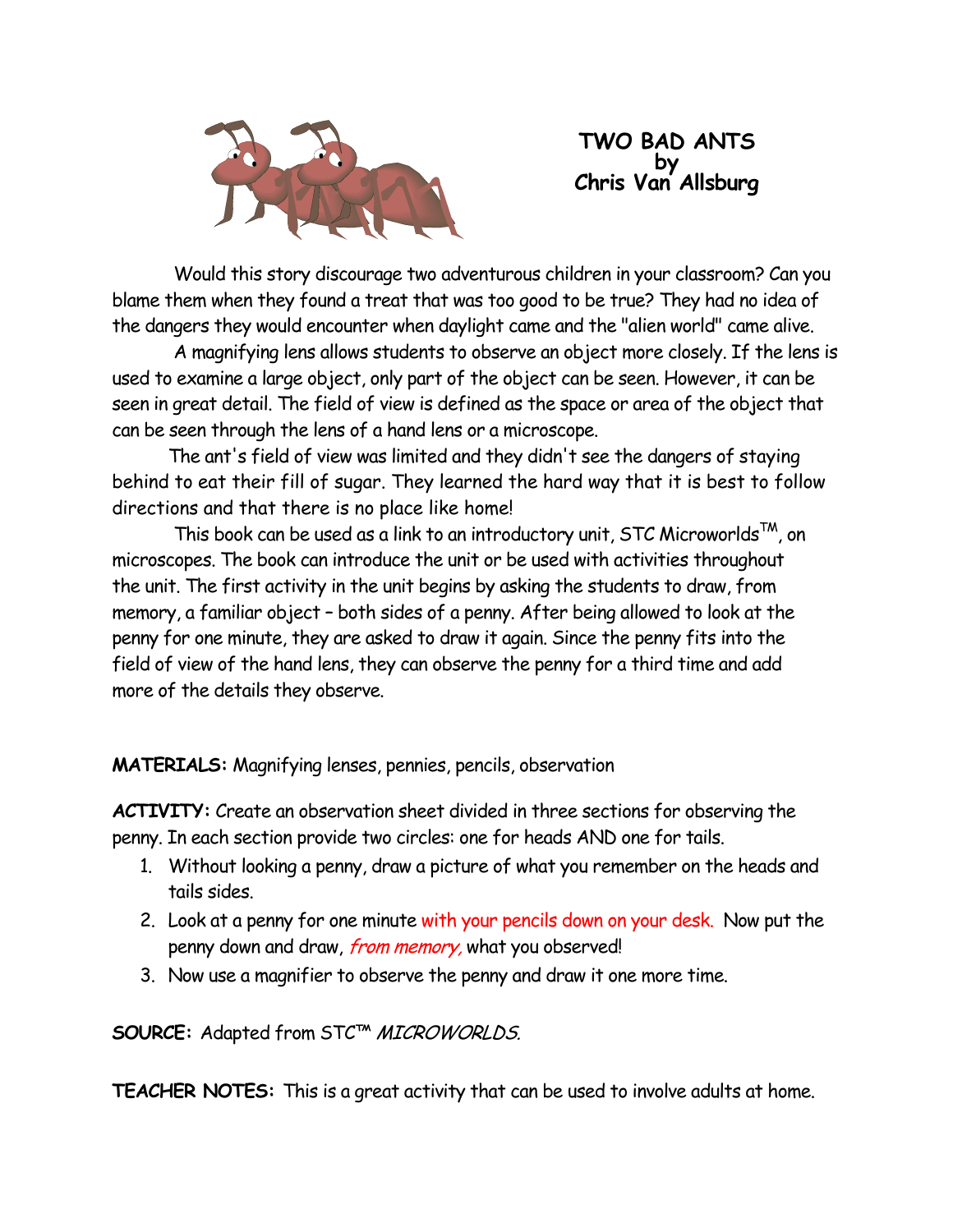# TWO BAD ANTS
## by
## Chris Van Allsburg

Would this story discourage two adventurous children in your classroom? Can you blame them when they found a treat that was too good to be true? They had no idea of the dangers they would encounter when daylight came and the "alien world" came alive.

A magnifying lens allows students to observe an object more closely. If the lens is used to examine a large object, only part of the object can be seen. However, it can be seen in great detail. The field of view is defined as the space or area of the object that can be seen through the lens of a hand lens or a microscope.

The ant's field of view was limited and they didn't see the dangers of staying behind to eat their fill of sugar. They learned the hard way that it is best to follow directions and that there is no place like home!

This book can be used as a link to an introductory unit, STC Microworlds™, on microscopes. The book can introduce the unit or be used with activities throughout the unit. The first activity in the unit begins by asking the students to draw, from memory, a familiar object – both sides of a penny. After being allowed to look at the penny for one minute, they are asked to draw it again. Since the penny fits into the field of view of the hand lens, they can observe the penny for a third time and add more of the details they observe.

**MATERIALS:** Magnifying lenses, pennies, pencils, observation

**ACTIVITY:** Create an observation sheet divided in three sections for observing the penny. In each section provide two circles: one for heads AND one for tails.

1. Without looking a penny, draw a picture of what you remember on the heads and tails sides.
2. Look at a penny for one minute with your pencils down on your desk. Now put the penny down and draw, *from memory,* what you observed!
3. Now use a magnifier to observe the penny and draw it one more time.

**SOURCE:** Adapted from STC™ *MICROWORLDS.*

**TEACHER NOTES:** This is a great activity that can be used to involve adults at home.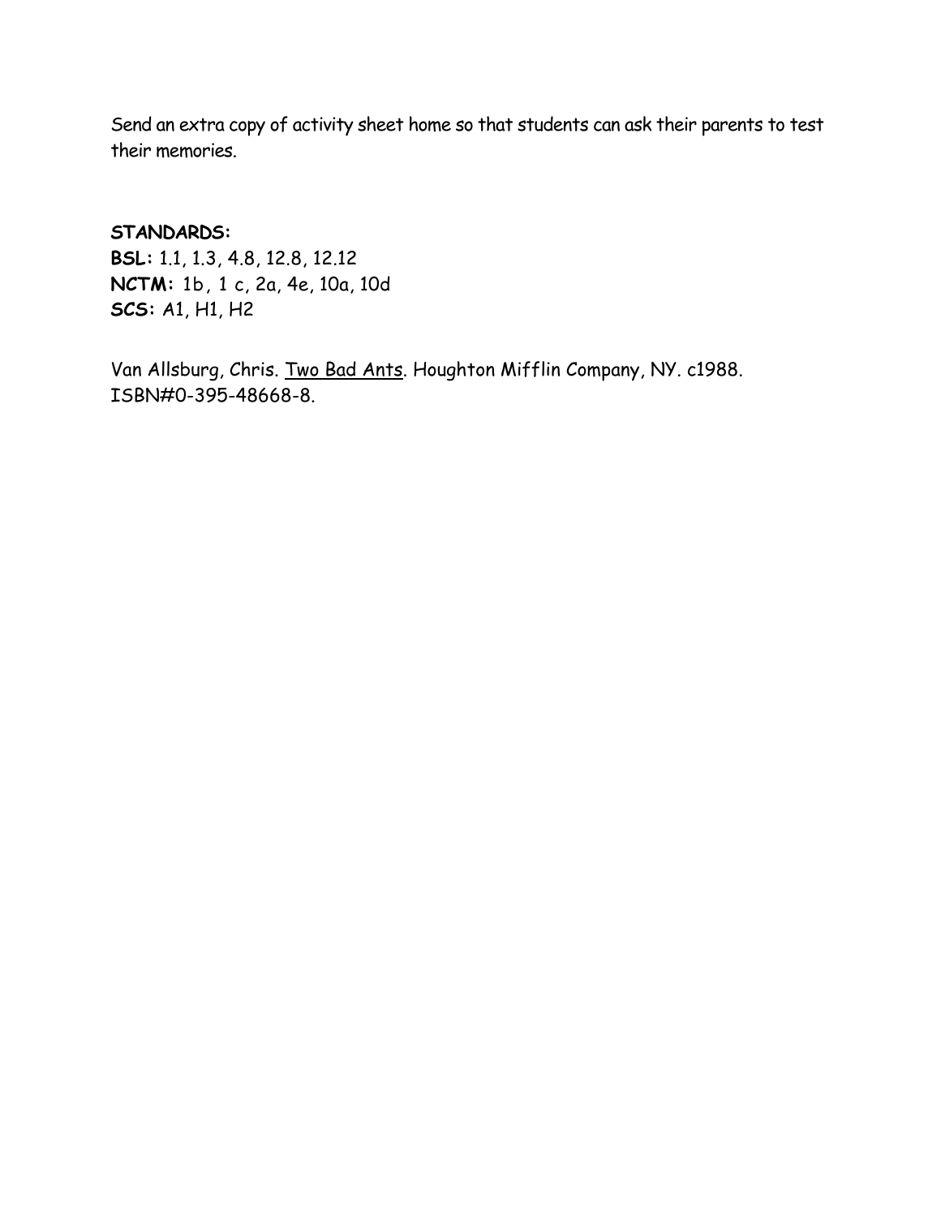Send an extra copy of activity sheet home so that students can ask their parents to test their memories.

**STANDARDS:**
**BSL:** 1.1, 1.3, 4.8, 12.8, 12.12
**NCTM:** 1b , 1 c, 2a, 4e, 10a, 10d
**SCS:** A1, H1, H2

Van Allsburg, Chris. Two Bad Ants. Houghton Mifflin Company, NY. c1988. ISBN#0-395-48668-8.